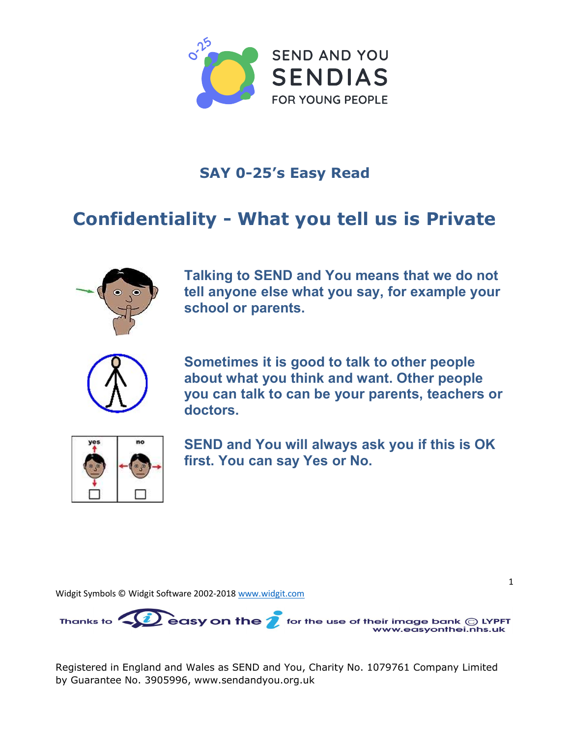SEND AND YOU
SENDIAS
FOR YOUNG PEOPLE

## SAY 0-25's Easy Read

# Confidentiality - What you tell us is Private

**Talking to SEND and You means that we do not tell anyone else what you say, for example your school or parents.**

**Sometimes it is good to talk to other people about what you think and want. Other people you can talk to can be your parents, teachers or doctors.**

**SEND and You will always ask you if this is OK first. You can say Yes or No.**

Widgit Symbols © Widgit Software 2002-2018 www.widgit.com

Thanks to easy on the i for the use of their image bank © LYPFT www.easyonthei.nhs.uk

Registered in England and Wales as SEND and You, Charity No. 1079761 Company Limited by Guarantee No. 3905996, www.sendandyou.org.uk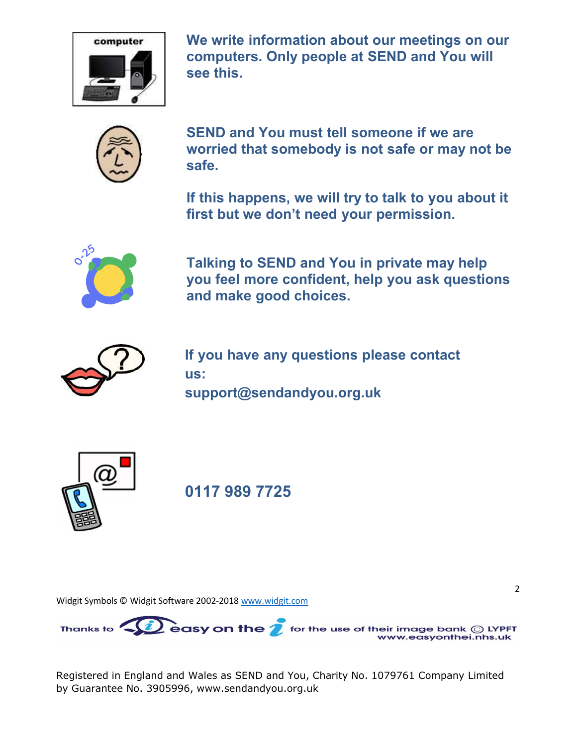**We write information about our meetings on our computers. Only people at SEND and You will see this.**

**SEND and You must tell someone if we are worried that somebody is not safe or may not be safe.**

**If this happens, we will try to talk to you about it first but we don't need your permission.**

**Talking to SEND and You in private may help you feel more confident, help you ask questions and make good choices.**

**If you have any questions please contact us:**
**support@sendandyou.org.uk**

**0117 989 7725**

Widgit Symbols © Widgit Software 2002-2018 www.widgit.com

Thanks to easy on the i for the use of their image bank © LYPFT www.easyonthei.nhs.uk

Registered in England and Wales as SEND and You, Charity No. 1079761 Company Limited by Guarantee No. 3905996, www.sendandyou.org.uk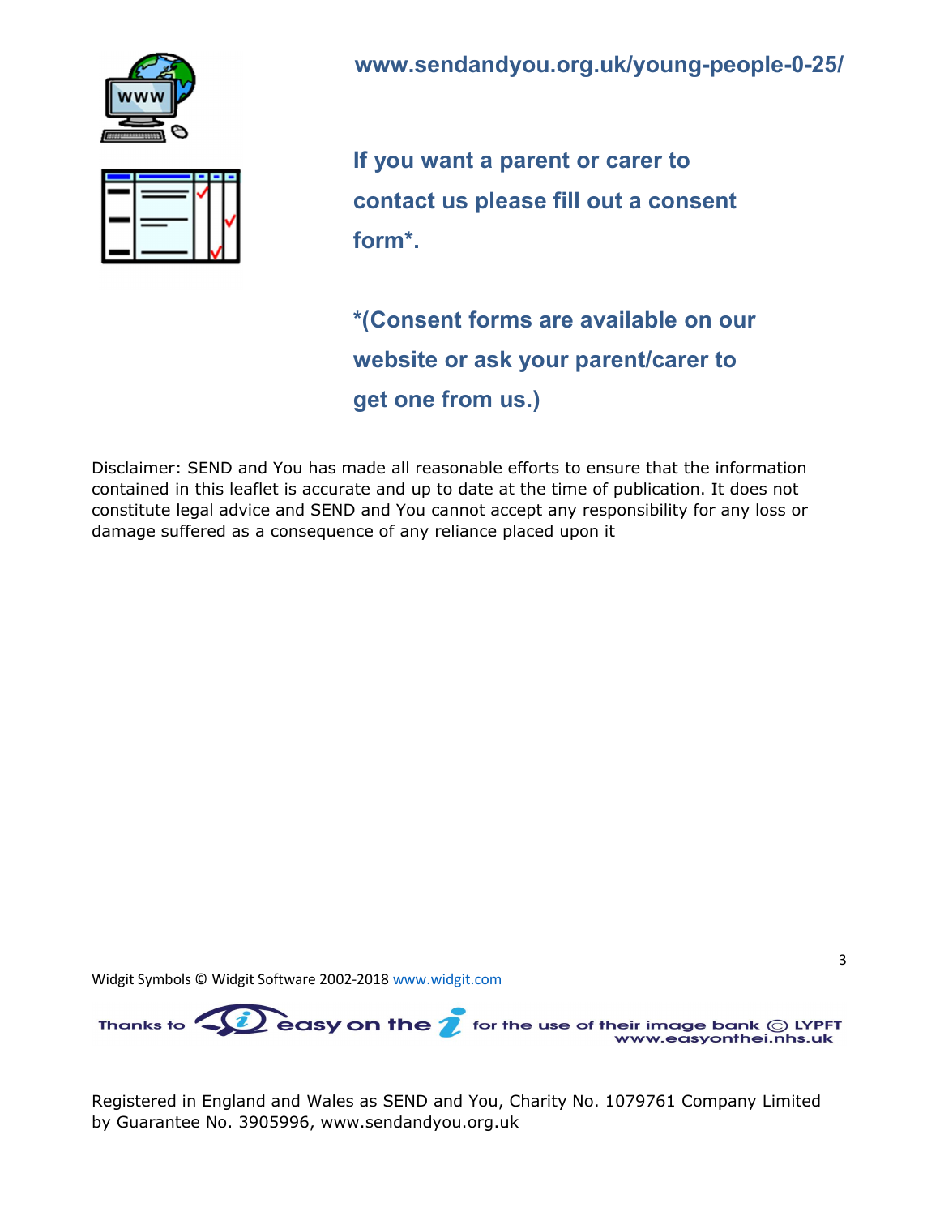**www.sendandyou.org.uk/young-people-0-25/**

**If you want a parent or carer to contact us please fill out a consent form*.**

***(Consent forms are available on our website or ask your parent/carer to get one from us.)**

Disclaimer: SEND and You has made all reasonable efforts to ensure that the information contained in this leaflet is accurate and up to date at the time of publication. It does not constitute legal advice and SEND and You cannot accept any responsibility for any loss or damage suffered as a consequence of any reliance placed upon it

Widgit Symbols © Widgit Software 2002-2018 www.widgit.com

Thanks to easy on the i for the use of their image bank © LYPFT www.easyonthei.nhs.uk

Registered in England and Wales as SEND and You, Charity No. 1079761 Company Limited by Guarantee No. 3905996, www.sendandyou.org.uk